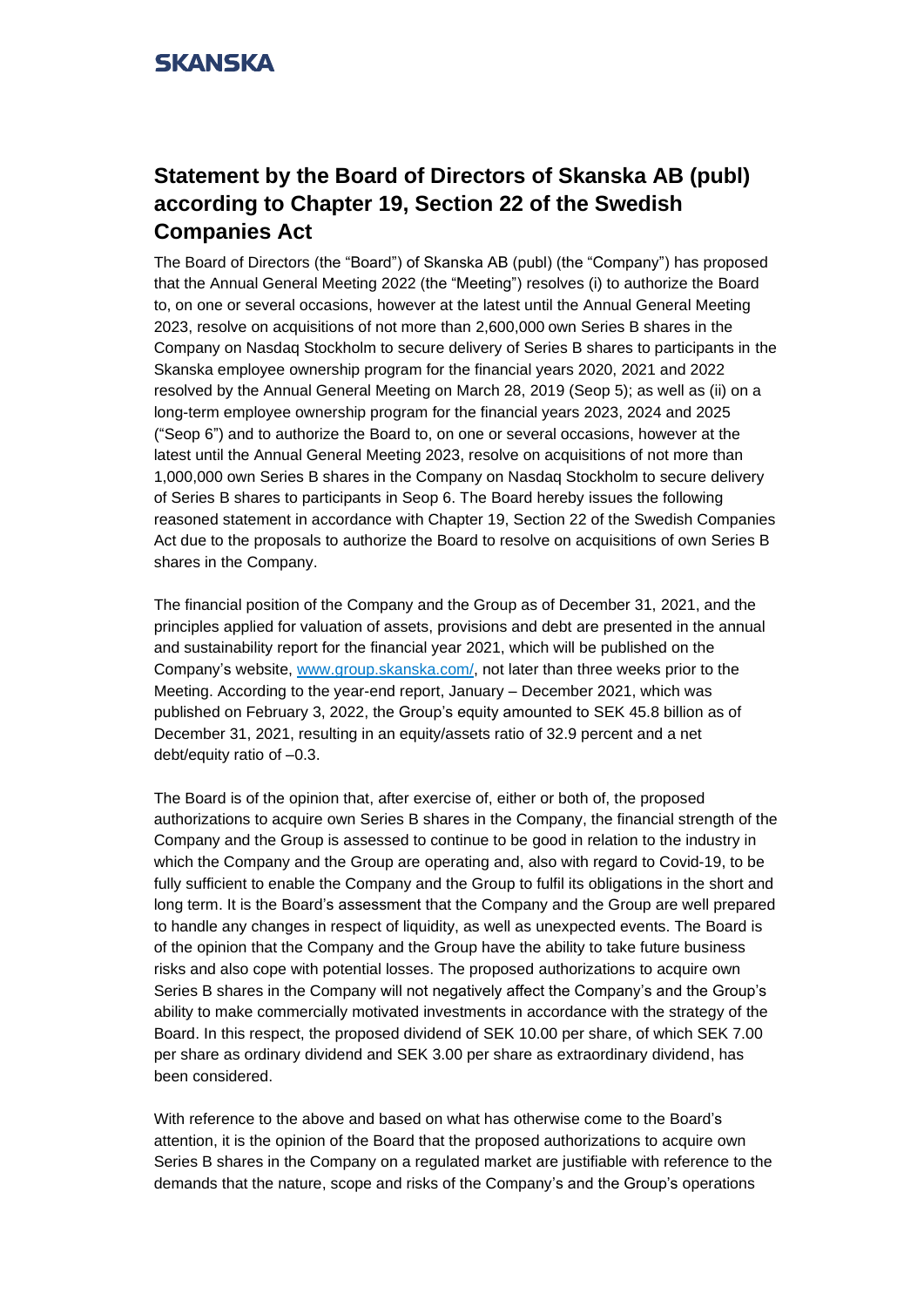SKANSKA

# Statement by the Board of Directors of Skanska AB (publ) according to Chapter 19, Section 22 of the Swedish Companies Act

The Board of Directors (the "Board") of Skanska AB (publ) (the "Company") has proposed that the Annual General Meeting 2022 (the "Meeting") resolves (i) to authorize the Board to, on one or several occasions, however at the latest until the Annual General Meeting 2023, resolve on acquisitions of not more than 2,600,000 own Series B shares in the Company on Nasdaq Stockholm to secure delivery of Series B shares to participants in the Skanska employee ownership program for the financial years 2020, 2021 and 2022 resolved by the Annual General Meeting on March 28, 2019 (Seop 5); as well as (ii) on a long-term employee ownership program for the financial years 2023, 2024 and 2025 ("Seop 6") and to authorize the Board to, on one or several occasions, however at the latest until the Annual General Meeting 2023, resolve on acquisitions of not more than 1,000,000 own Series B shares in the Company on Nasdaq Stockholm to secure delivery of Series B shares to participants in Seop 6. The Board hereby issues the following reasoned statement in accordance with Chapter 19, Section 22 of the Swedish Companies Act due to the proposals to authorize the Board to resolve on acquisitions of own Series B shares in the Company.

The financial position of the Company and the Group as of December 31, 2021, and the principles applied for valuation of assets, provisions and debt are presented in the annual and sustainability report for the financial year 2021, which will be published on the Company's website, www.group.skanska.com/, not later than three weeks prior to the Meeting. According to the year-end report, January – December 2021, which was published on February 3, 2022, the Group's equity amounted to SEK 45.8 billion as of December 31, 2021, resulting in an equity/assets ratio of 32.9 percent and a net debt/equity ratio of –0.3.

The Board is of the opinion that, after exercise of, either or both of, the proposed authorizations to acquire own Series B shares in the Company, the financial strength of the Company and the Group is assessed to continue to be good in relation to the industry in which the Company and the Group are operating and, also with regard to Covid-19, to be fully sufficient to enable the Company and the Group to fulfil its obligations in the short and long term. It is the Board's assessment that the Company and the Group are well prepared to handle any changes in respect of liquidity, as well as unexpected events. The Board is of the opinion that the Company and the Group have the ability to take future business risks and also cope with potential losses. The proposed authorizations to acquire own Series B shares in the Company will not negatively affect the Company's and the Group's ability to make commercially motivated investments in accordance with the strategy of the Board. In this respect, the proposed dividend of SEK 10.00 per share, of which SEK 7.00 per share as ordinary dividend and SEK 3.00 per share as extraordinary dividend, has been considered.

With reference to the above and based on what has otherwise come to the Board's attention, it is the opinion of the Board that the proposed authorizations to acquire own Series B shares in the Company on a regulated market are justifiable with reference to the demands that the nature, scope and risks of the Company's and the Group's operations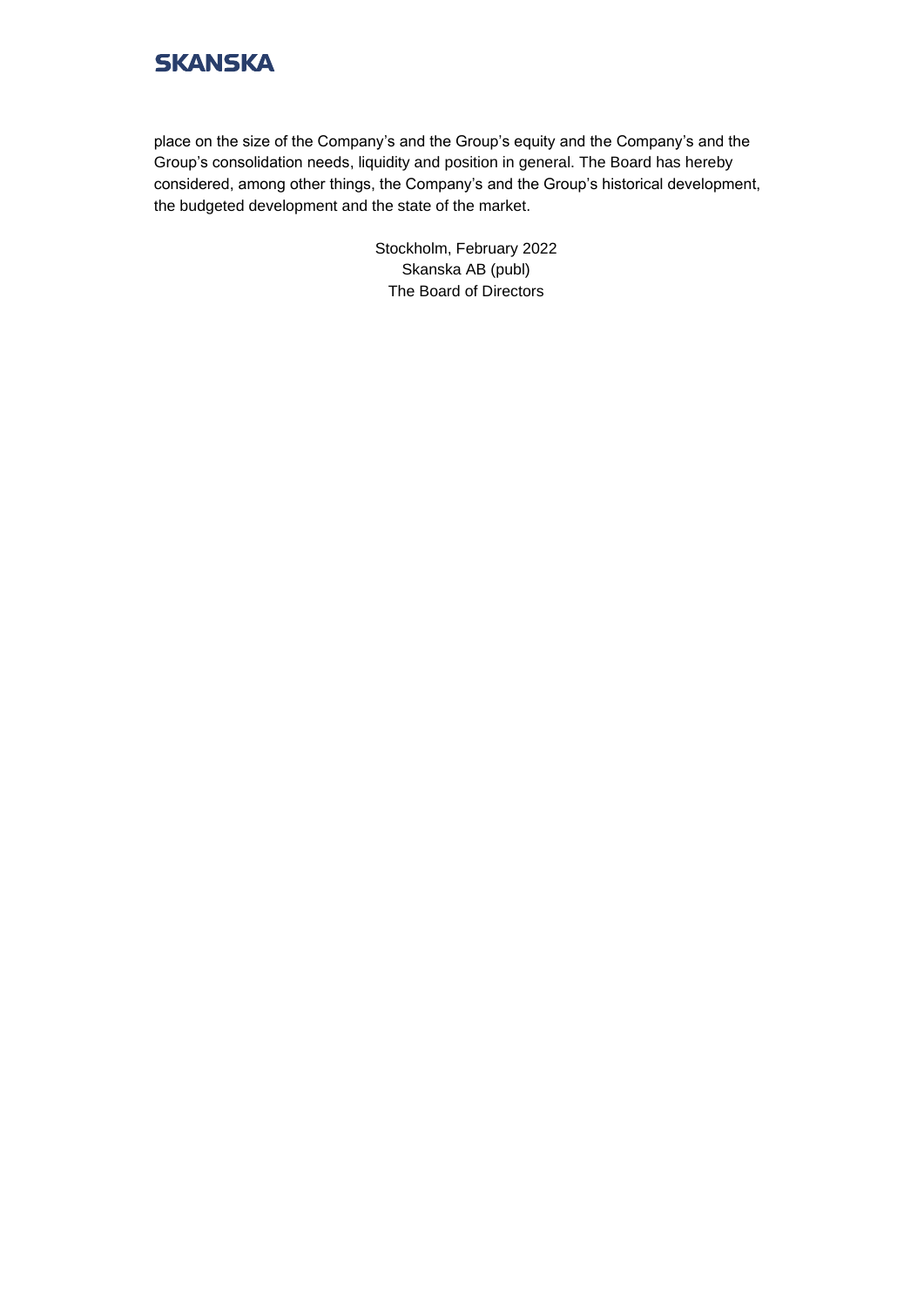place on the size of the Company's and the Group's equity and the Company's and the Group's consolidation needs, liquidity and position in general. The Board has hereby considered, among other things, the Company's and the Group's historical development, the budgeted development and the state of the market.

Stockholm, February 2022
Skanska AB (publ)
The Board of Directors